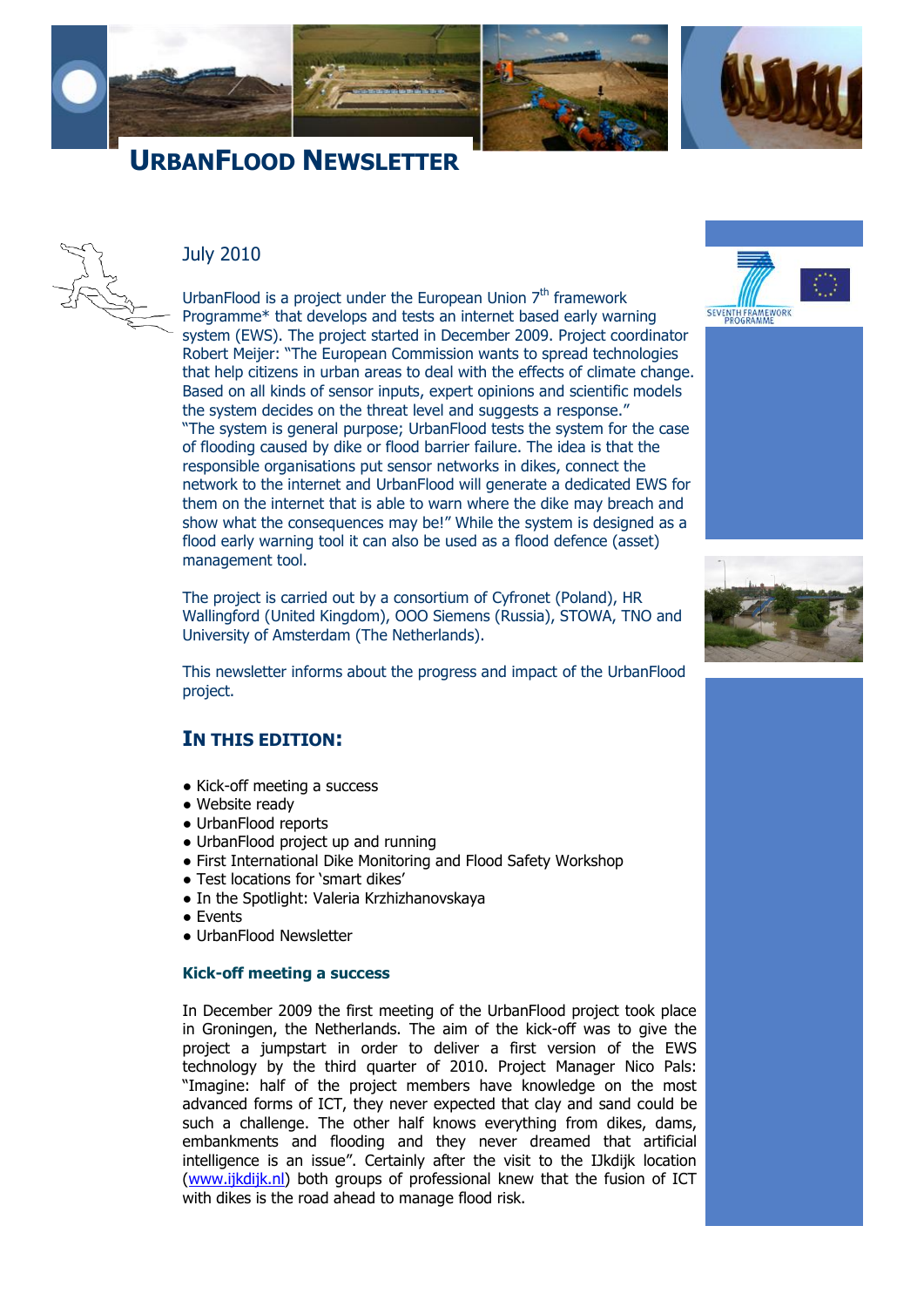# URBANFLOOD NEWSLETTER

July 2010

UrbanFlood is a project under the European Union 7[th] framework Programme* that develops and tests an internet based early warning system (EWS). The project started in December 2009. Project coordinator Robert Meijer: "The European Commission wants to spread technologies that help citizens in urban areas to deal with the effects of climate change. Based on all kinds of sensor inputs, expert opinions and scientific models the system decides on the threat level and suggests a response." "The system is general purpose; UrbanFlood tests the system for the case of flooding caused by dike or flood barrier failure. The idea is that the responsible organisations put sensor networks in dikes, connect the network to the internet and UrbanFlood will generate a dedicated EWS for them on the internet that is able to warn where the dike may breach and show what the consequences may be!" While the system is designed as a flood early warning tool it can also be used as a flood defence (asset) management tool.

The project is carried out by a consortium of Cyfronet (Poland), HR Wallingford (United Kingdom), OOO Siemens (Russia), STOWA, TNO and University of Amsterdam (The Netherlands).

This newsletter informs about the progress and impact of the UrbanFlood project.

## IN THIS EDITION:

- Kick-off meeting a success
- Website ready
- UrbanFlood reports
- UrbanFlood project up and running
- First International Dike Monitoring and Flood Safety Workshop
- Test locations for 'smart dikes'
- In the Spotlight: Valeria Krzhizhanovskaya
- Events
- UrbanFlood Newsletter

### Kick-off meeting a success

In December 2009 the first meeting of the UrbanFlood project took place in Groningen, the Netherlands. The aim of the kick-off was to give the project a jumpstart in order to deliver a first version of the EWS technology by the third quarter of 2010. Project Manager Nico Pals: "Imagine: half of the project members have knowledge on the most advanced forms of ICT, they never expected that clay and sand could be such a challenge. The other half knows everything from dikes, dams, embankments and flooding and they never dreamed that artificial intelligence is an issue". Certainly after the visit to the IJkdijk location (www.ijkdijk.nl) both groups of professional knew that the fusion of ICT with dikes is the road ahead to manage flood risk.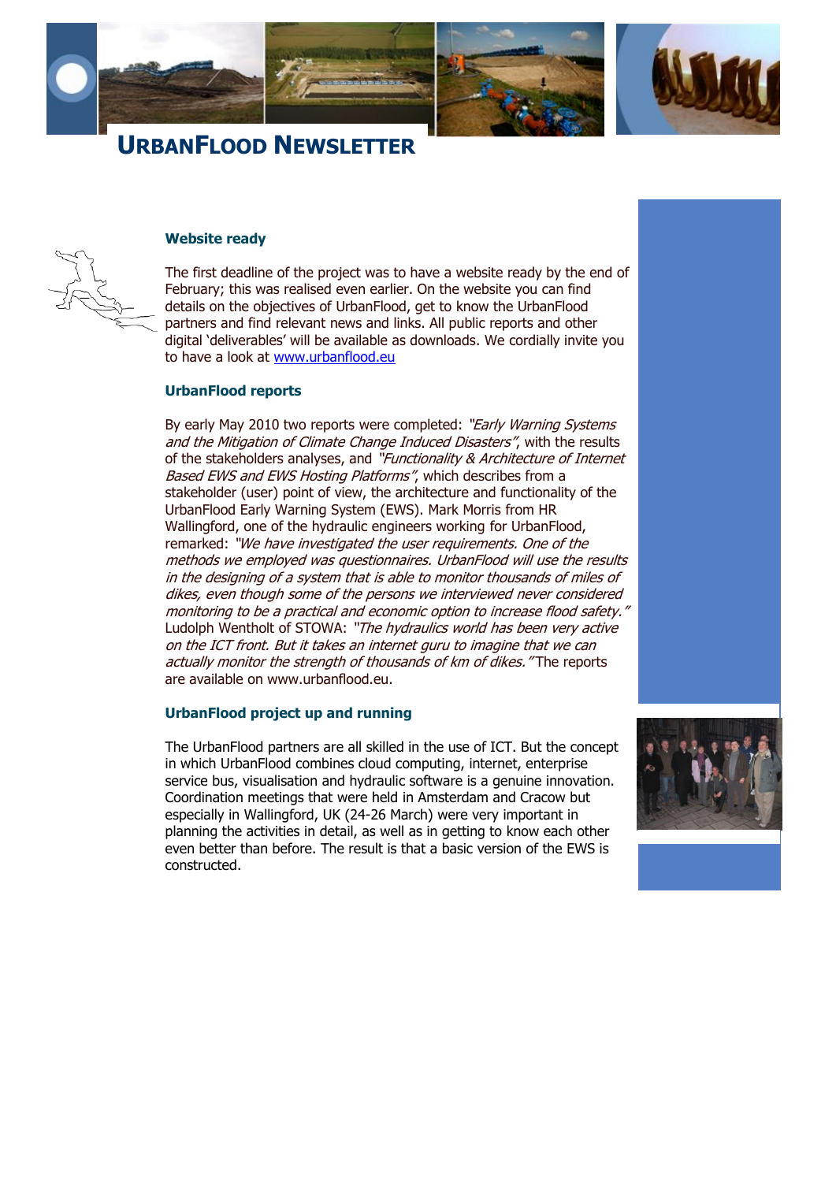# URBANFLOOD NEWSLETTER

### Website ready

The first deadline of the project was to have a website ready by the end of February; this was realised even earlier. On the website you can find details on the objectives of UrbanFlood, get to know the UrbanFlood partners and find relevant news and links. All public reports and other digital 'deliverables' will be available as downloads. We cordially invite you to have a look at www.urbanflood.eu

### UrbanFlood reports

By early May 2010 two reports were completed: *"Early Warning Systems and the Mitigation of Climate Change Induced Disasters"*, with the results of the stakeholders analyses, and *"Functionality & Architecture of Internet Based EWS and EWS Hosting Platforms"*, which describes from a stakeholder (user) point of view, the architecture and functionality of the UrbanFlood Early Warning System (EWS). Mark Morris from HR Wallingford, one of the hydraulic engineers working for UrbanFlood, remarked: *"We have investigated the user requirements. One of the methods we employed was questionnaires. UrbanFlood will use the results in the designing of a system that is able to monitor thousands of miles of dikes, even though some of the persons we interviewed never considered monitoring to be a practical and economic option to increase flood safety."* Ludolph Wentholt of STOWA: *"The hydraulics world has been very active on the ICT front. But it takes an internet guru to imagine that we can actually monitor the strength of thousands of km of dikes."* The reports are available on www.urbanflood.eu.

### UrbanFlood project up and running

The UrbanFlood partners are all skilled in the use of ICT. But the concept in which UrbanFlood combines cloud computing, internet, enterprise service bus, visualisation and hydraulic software is a genuine innovation. Coordination meetings that were held in Amsterdam and Cracow but especially in Wallingford, UK (24-26 March) were very important in planning the activities in detail, as well as in getting to know each other even better than before. The result is that a basic version of the EWS is constructed.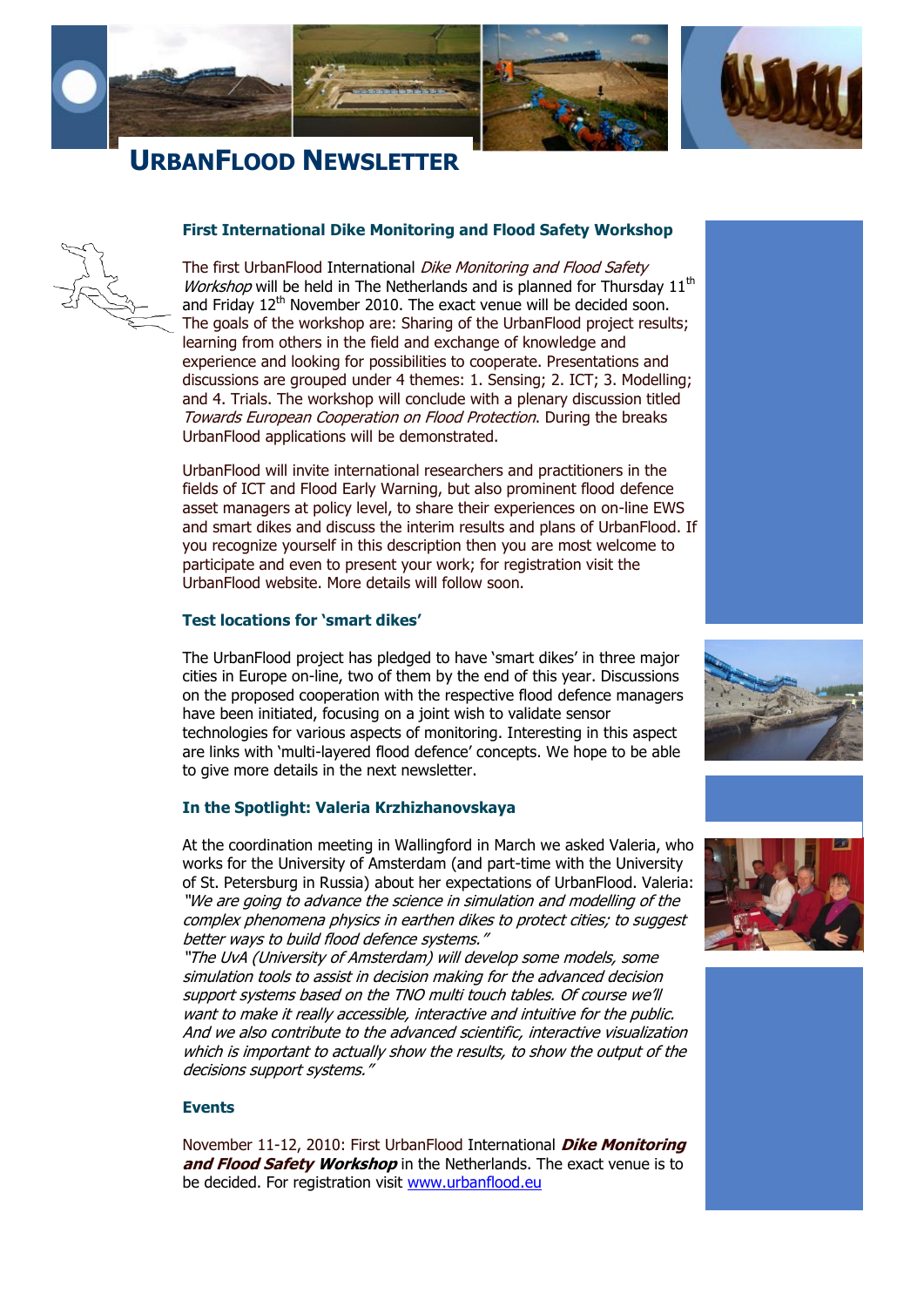# URBANFLOOD NEWSLETTER

## First International Dike Monitoring and Flood Safety Workshop

The first UrbanFlood International *Dike Monitoring and Flood Safety Workshop* will be held in The Netherlands and is planned for Thursday 11th and Friday 12th November 2010. The exact venue will be decided soon. The goals of the workshop are: Sharing of the UrbanFlood project results; learning from others in the field and exchange of knowledge and experience and looking for possibilities to cooperate. Presentations and discussions are grouped under 4 themes: 1. Sensing; 2. ICT; 3. Modelling; and 4. Trials. The workshop will conclude with a plenary discussion titled *Towards European Cooperation on Flood Protection*. During the breaks UrbanFlood applications will be demonstrated.

UrbanFlood will invite international researchers and practitioners in the fields of ICT and Flood Early Warning, but also prominent flood defence asset managers at policy level, to share their experiences on on-line EWS and smart dikes and discuss the interim results and plans of UrbanFlood. If you recognize yourself in this description then you are most welcome to participate and even to present your work; for registration visit the UrbanFlood website. More details will follow soon.

## Test locations for 'smart dikes'

The UrbanFlood project has pledged to have 'smart dikes' in three major cities in Europe on-line, two of them by the end of this year. Discussions on the proposed cooperation with the respective flood defence managers have been initiated, focusing on a joint wish to validate sensor technologies for various aspects of monitoring. Interesting in this aspect are links with 'multi-layered flood defence' concepts. We hope to be able to give more details in the next newsletter.

## In the Spotlight: Valeria Krzhizhanovskaya

At the coordination meeting in Wallingford in March we asked Valeria, who works for the University of Amsterdam (and part-time with the University of St. Petersburg in Russia) about her expectations of UrbanFlood. Valeria: *"We are going to advance the science in simulation and modelling of the complex phenomena physics in earthen dikes to protect cities; to suggest better ways to build flood defence systems."*
*"The UvA (University of Amsterdam) will develop some models, some simulation tools to assist in decision making for the advanced decision support systems based on the TNO multi touch tables. Of course we'll want to make it really accessible, interactive and intuitive for the public. And we also contribute to the advanced scientific, interactive visualization which is important to actually show the results, to show the output of the decisions support systems."*

## Events

November 11-12, 2010: First UrbanFlood International ***Dike Monitoring and Flood Safety Workshop*** in the Netherlands. The exact venue is to be decided. For registration visit www.urbanflood.eu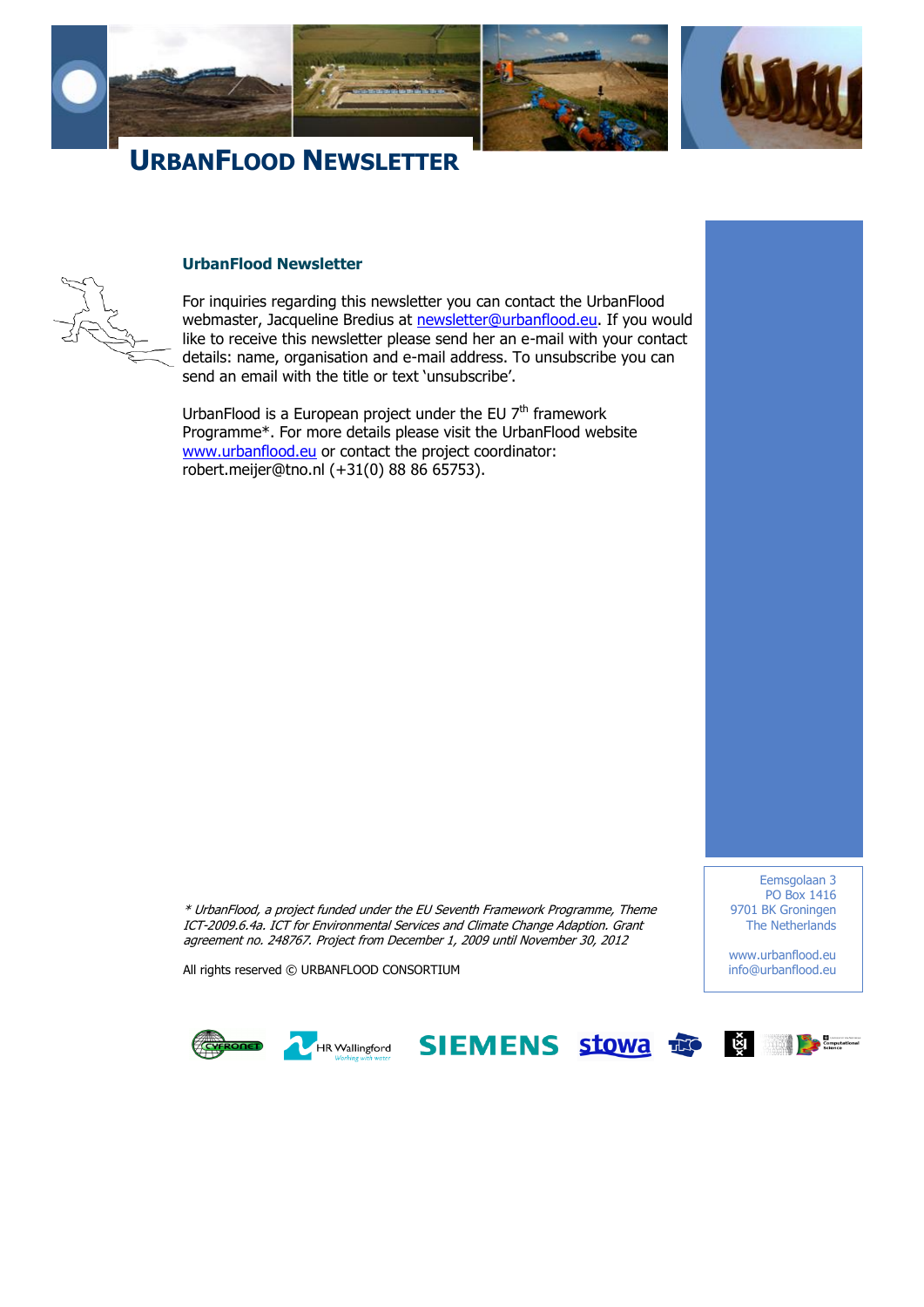# URBANFLOOD NEWSLETTER

## UrbanFlood Newsletter

For inquiries regarding this newsletter you can contact the UrbanFlood webmaster, Jacqueline Bredius at newsletter@urbanflood.eu. If you would like to receive this newsletter please send her an e-mail with your contact details: name, organisation and e-mail address. To unsubscribe you can send an email with the title or text 'unsubscribe'.

UrbanFlood is a European project under the EU 7th framework Programme*. For more details please visit the UrbanFlood website www.urbanflood.eu or contact the project coordinator: robert.meijer@tno.nl (+31(0) 88 86 65753).

*\* UrbanFlood, a project funded under the EU Seventh Framework Programme, Theme ICT-2009.6.4a. ICT for Environmental Services and Climate Change Adaption. Grant agreement no. 248767. Project from December 1, 2009 until November 30, 2012*

All rights reserved © URBANFLOOD CONSORTIUM

Eemsgolaan 3
PO Box 1416
9701 BK Groningen
The Netherlands

www.urbanflood.eu
info@urbanflood.eu